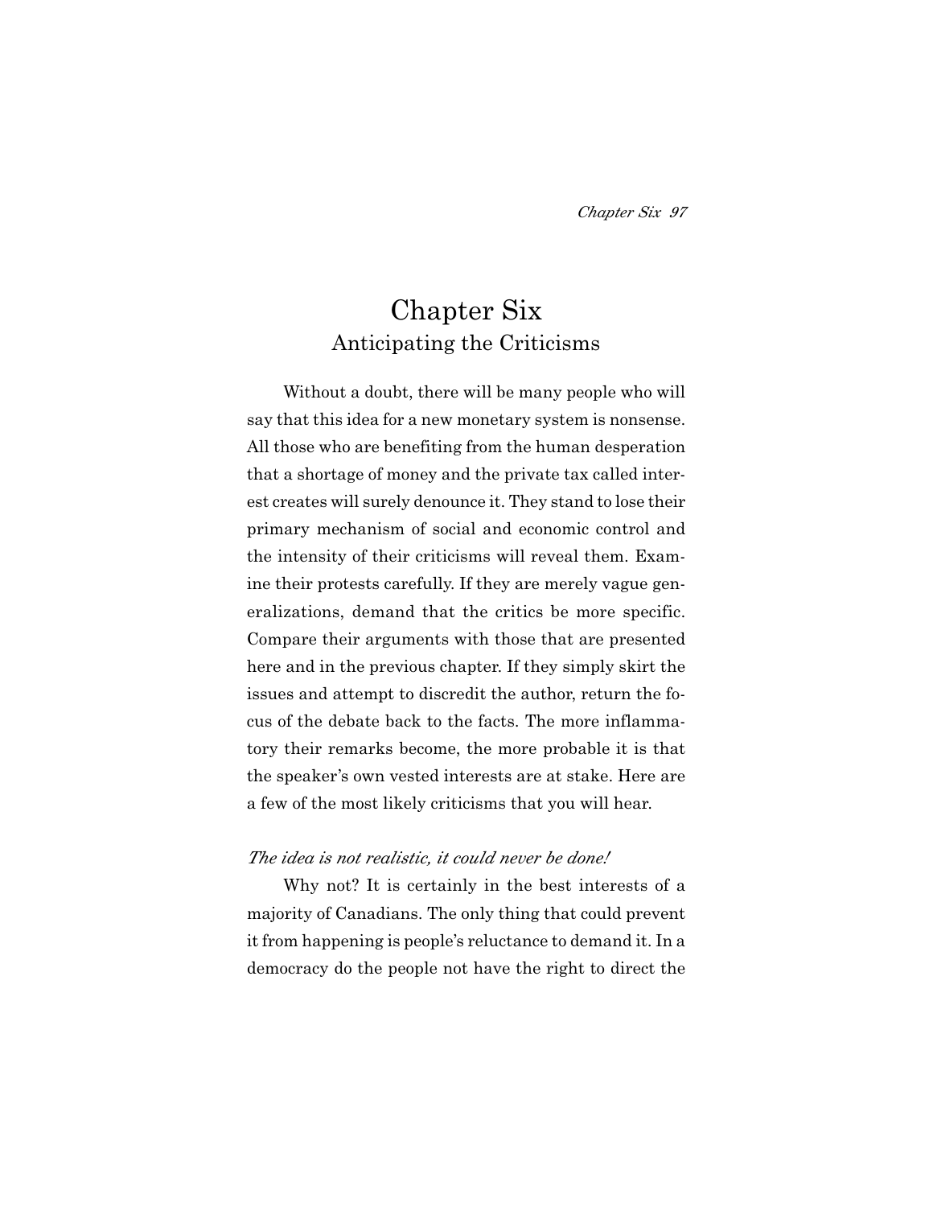# Chapter Six
## Anticipating the Criticisms

Without a doubt, there will be many people who will say that this idea for a new monetary system is nonsense. All those who are benefiting from the human desperation that a shortage of money and the private tax called interest creates will surely denounce it. They stand to lose their primary mechanism of social and economic control and the intensity of their criticisms will reveal them. Examine their protests carefully. If they are merely vague generalizations, demand that the critics be more specific. Compare their arguments with those that are presented here and in the previous chapter. If they simply skirt the issues and attempt to discredit the author, return the focus of the debate back to the facts. The more inflammatory their remarks become, the more probable it is that the speaker's own vested interests are at stake. Here are a few of the most likely criticisms that you will hear.

*The idea is not realistic, it could never be done!*

Why not? It is certainly in the best interests of a majority of Canadians. The only thing that could prevent it from happening is people's reluctance to demand it. In a democracy do the people not have the right to direct the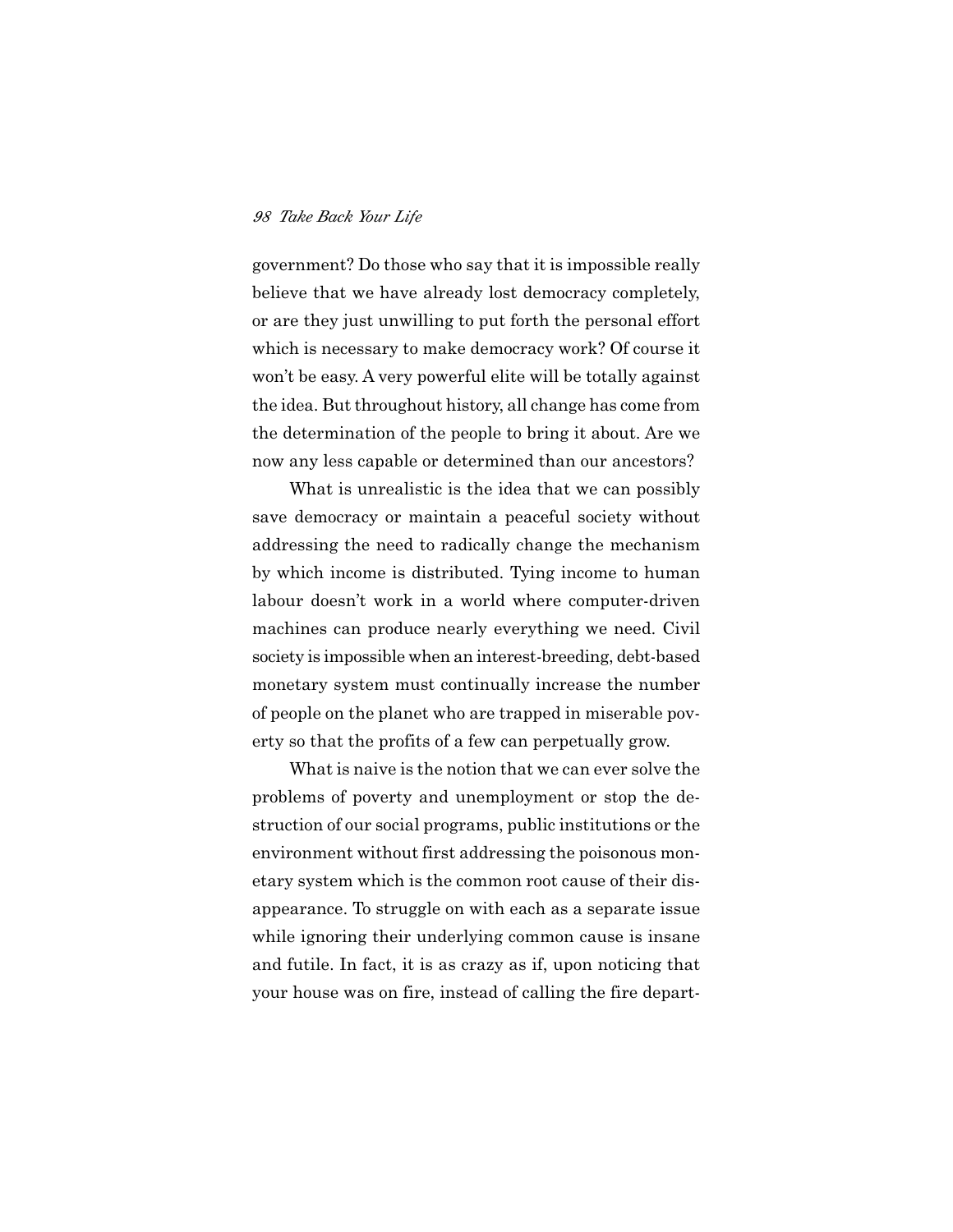government? Do those who say that it is impossible really believe that we have already lost democracy completely, or are they just unwilling to put forth the personal effort which is necessary to make democracy work? Of course it won't be easy. A very powerful elite will be totally against the idea. But throughout history, all change has come from the determination of the people to bring it about. Are we now any less capable or determined than our ancestors?

What is unrealistic is the idea that we can possibly save democracy or maintain a peaceful society without addressing the need to radically change the mechanism by which income is distributed. Tying income to human labour doesn't work in a world where computer-driven machines can produce nearly everything we need. Civil society is impossible when an interest-breeding, debt-based monetary system must continually increase the number of people on the planet who are trapped in miserable poverty so that the profits of a few can perpetually grow.

What is naive is the notion that we can ever solve the problems of poverty and unemployment or stop the destruction of our social programs, public institutions or the environment without first addressing the poisonous monetary system which is the common root cause of their disappearance. To struggle on with each as a separate issue while ignoring their underlying common cause is insane and futile. In fact, it is as crazy as if, upon noticing that your house was on fire, instead of calling the fire depart-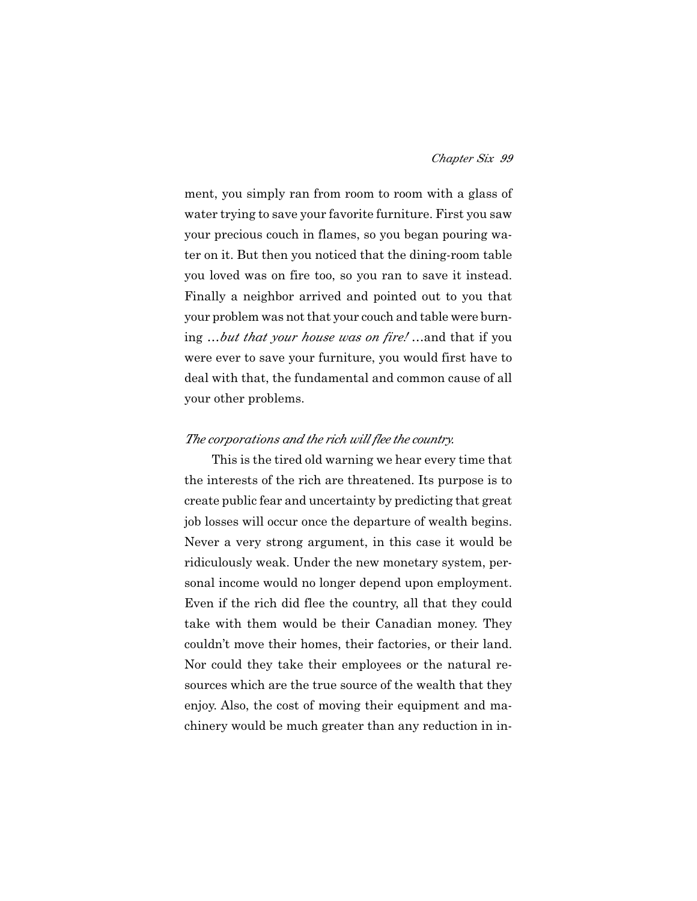ment, you simply ran from room to room with a glass of water trying to save your favorite furniture. First you saw your precious couch in flames, so you began pouring water on it. But then you noticed that the dining-room table you loved was on fire too, so you ran to save it instead. Finally a neighbor arrived and pointed out to you that your problem was not that your couch and table were burning …*but that your house was on fire!* …and that if you were ever to save your furniture, you would first have to deal with that, the fundamental and common cause of all your other problems.

*The corporations and the rich will flee the country.*

This is the tired old warning we hear every time that the interests of the rich are threatened. Its purpose is to create public fear and uncertainty by predicting that great job losses will occur once the departure of wealth begins. Never a very strong argument, in this case it would be ridiculously weak. Under the new monetary system, personal income would no longer depend upon employment. Even if the rich did flee the country, all that they could take with them would be their Canadian money. They couldn't move their homes, their factories, or their land. Nor could they take their employees or the natural resources which are the true source of the wealth that they enjoy. Also, the cost of moving their equipment and machinery would be much greater than any reduction in in-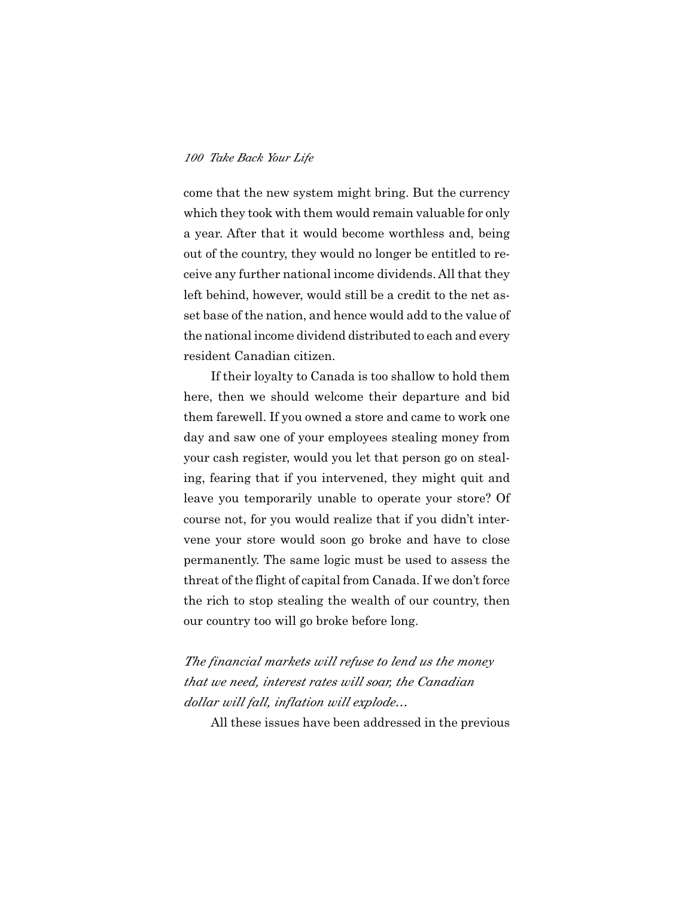come that the new system might bring. But the currency which they took with them would remain valuable for only a year. After that it would become worthless and, being out of the country, they would no longer be entitled to receive any further national income dividends. All that they left behind, however, would still be a credit to the net asset base of the nation, and hence would add to the value of the national income dividend distributed to each and every resident Canadian citizen.

If their loyalty to Canada is too shallow to hold them here, then we should welcome their departure and bid them farewell. If you owned a store and came to work one day and saw one of your employees stealing money from your cash register, would you let that person go on stealing, fearing that if you intervened, they might quit and leave you temporarily unable to operate your store? Of course not, for you would realize that if you didn't intervene your store would soon go broke and have to close permanently. The same logic must be used to assess the threat of the flight of capital from Canada. If we don't force the rich to stop stealing the wealth of our country, then our country too will go broke before long.

*The financial markets will refuse to lend us the money that we need, interest rates will soar, the Canadian dollar will fall, inflation will explode…*

All these issues have been addressed in the previous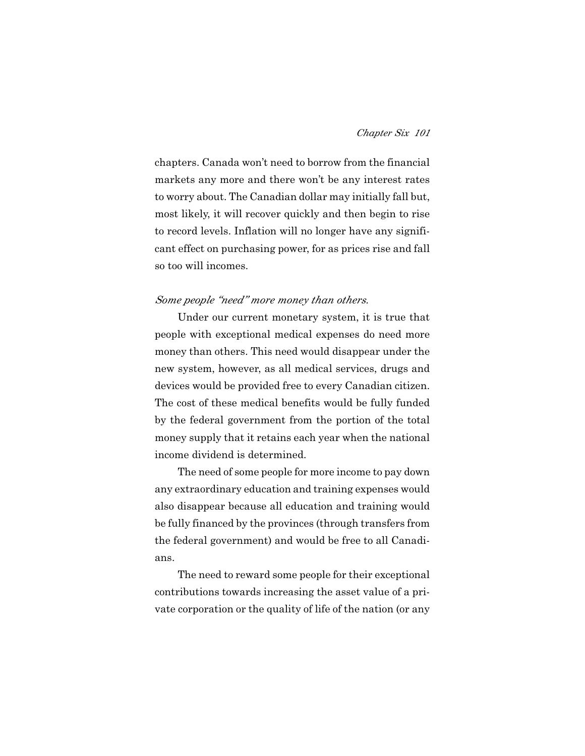chapters. Canada won't need to borrow from the financial markets any more and there won't be any interest rates to worry about. The Canadian dollar may initially fall but, most likely, it will recover quickly and then begin to rise to record levels. Inflation will no longer have any significant effect on purchasing power, for as prices rise and fall so too will incomes.

*Some people "need" more money than others.*

Under our current monetary system, it is true that people with exceptional medical expenses do need more money than others. This need would disappear under the new system, however, as all medical services, drugs and devices would be provided free to every Canadian citizen. The cost of these medical benefits would be fully funded by the federal government from the portion of the total money supply that it retains each year when the national income dividend is determined.

The need of some people for more income to pay down any extraordinary education and training expenses would also disappear because all education and training would be fully financed by the provinces (through transfers from the federal government) and would be free to all Canadians.

The need to reward some people for their exceptional contributions towards increasing the asset value of a private corporation or the quality of life of the nation (or any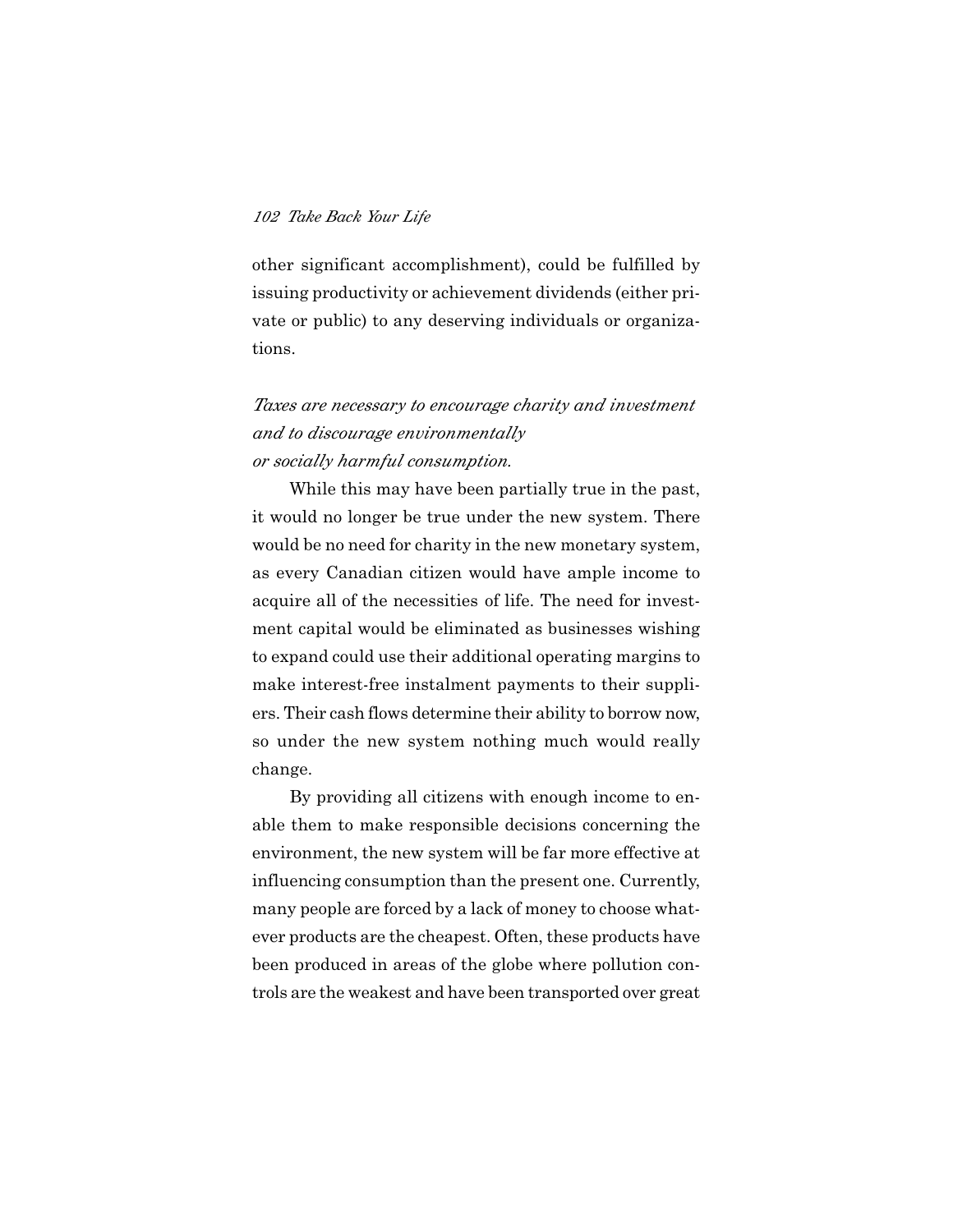other significant accomplishment), could be fulfilled by issuing productivity or achievement dividends (either private or public) to any deserving individuals or organizations.

*Taxes are necessary to encourage charity and investment and to discourage environmentally or socially harmful consumption.*

While this may have been partially true in the past, it would no longer be true under the new system. There would be no need for charity in the new monetary system, as every Canadian citizen would have ample income to acquire all of the necessities of life. The need for investment capital would be eliminated as businesses wishing to expand could use their additional operating margins to make interest-free instalment payments to their suppliers. Their cash flows determine their ability to borrow now, so under the new system nothing much would really change.

By providing all citizens with enough income to enable them to make responsible decisions concerning the environment, the new system will be far more effective at influencing consumption than the present one. Currently, many people are forced by a lack of money to choose whatever products are the cheapest. Often, these products have been produced in areas of the globe where pollution controls are the weakest and have been transported over great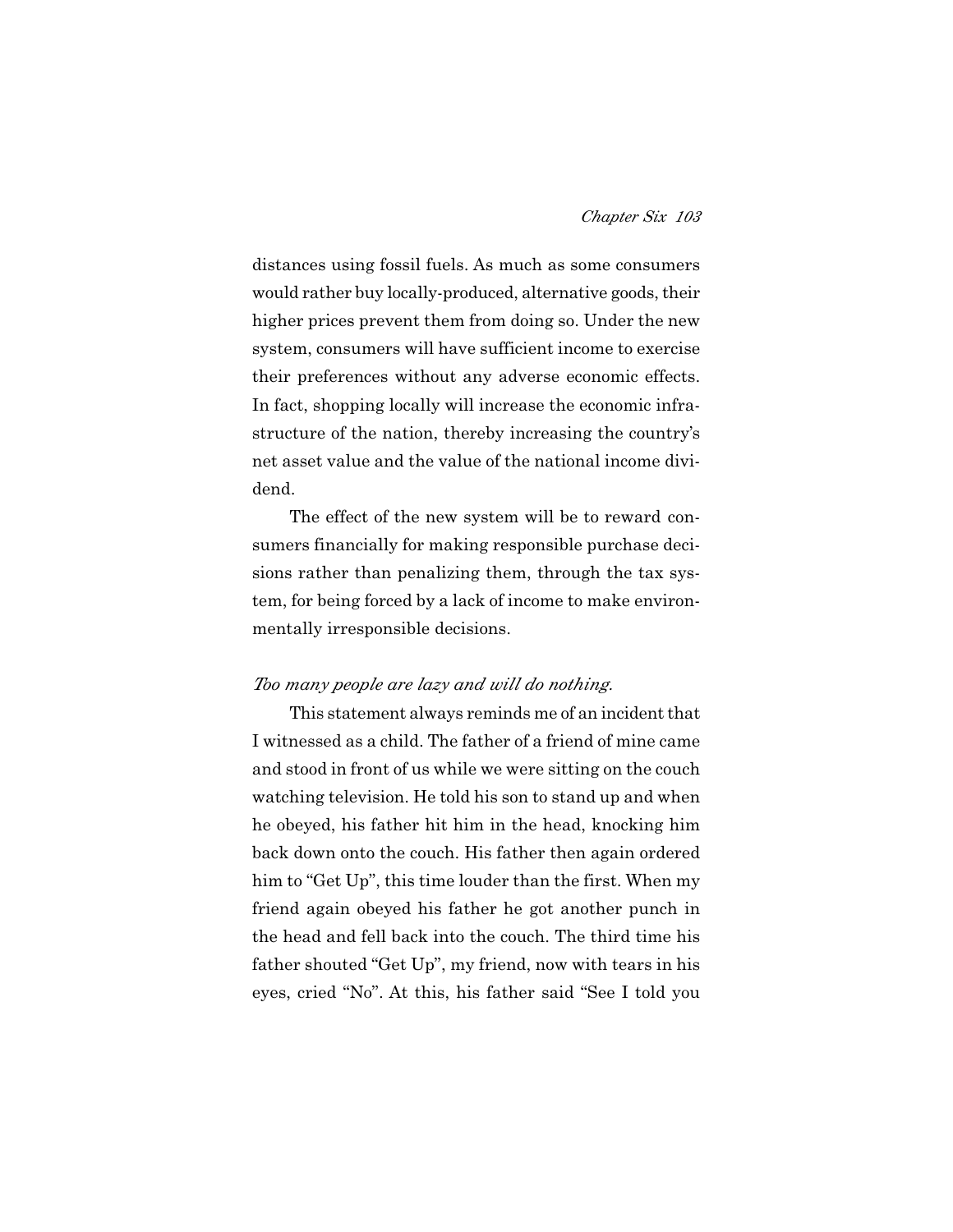distances using fossil fuels. As much as some consumers would rather buy locally-produced, alternative goods, their higher prices prevent them from doing so. Under the new system, consumers will have sufficient income to exercise their preferences without any adverse economic effects. In fact, shopping locally will increase the economic infrastructure of the nation, thereby increasing the country's net asset value and the value of the national income dividend.

The effect of the new system will be to reward consumers financially for making responsible purchase decisions rather than penalizing them, through the tax system, for being forced by a lack of income to make environmentally irresponsible decisions.

*Too many people are lazy and will do nothing.*

This statement always reminds me of an incident that I witnessed as a child. The father of a friend of mine came and stood in front of us while we were sitting on the couch watching television. He told his son to stand up and when he obeyed, his father hit him in the head, knocking him back down onto the couch. His father then again ordered him to "Get Up", this time louder than the first. When my friend again obeyed his father he got another punch in the head and fell back into the couch. The third time his father shouted "Get Up", my friend, now with tears in his eyes, cried "No". At this, his father said "See I told you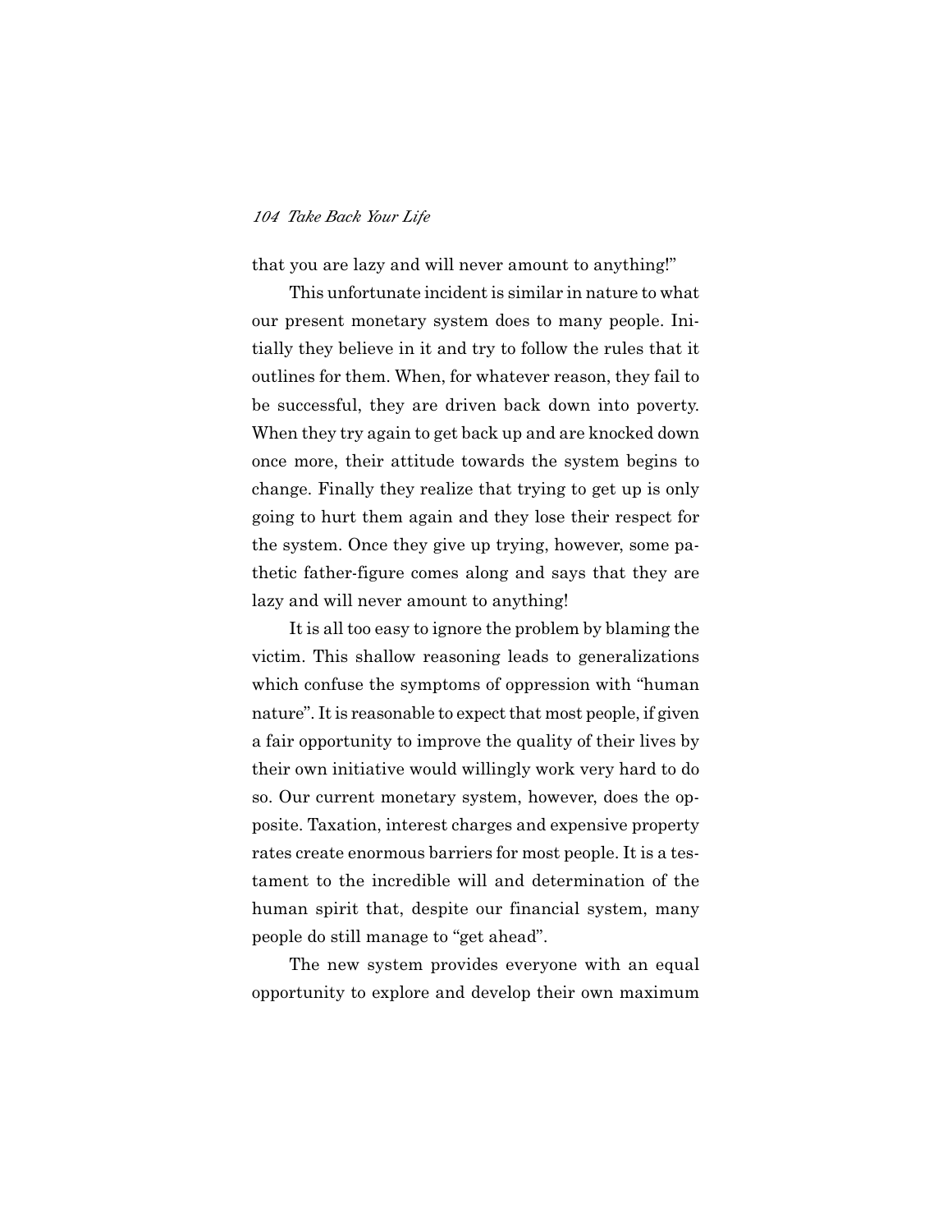that you are lazy and will never amount to anything!"

This unfortunate incident is similar in nature to what our present monetary system does to many people. Initially they believe in it and try to follow the rules that it outlines for them. When, for whatever reason, they fail to be successful, they are driven back down into poverty. When they try again to get back up and are knocked down once more, their attitude towards the system begins to change. Finally they realize that trying to get up is only going to hurt them again and they lose their respect for the system. Once they give up trying, however, some pathetic father-figure comes along and says that they are lazy and will never amount to anything!

It is all too easy to ignore the problem by blaming the victim. This shallow reasoning leads to generalizations which confuse the symptoms of oppression with "human nature". It is reasonable to expect that most people, if given a fair opportunity to improve the quality of their lives by their own initiative would willingly work very hard to do so. Our current monetary system, however, does the opposite. Taxation, interest charges and expensive property rates create enormous barriers for most people. It is a testament to the incredible will and determination of the human spirit that, despite our financial system, many people do still manage to "get ahead".

The new system provides everyone with an equal opportunity to explore and develop their own maximum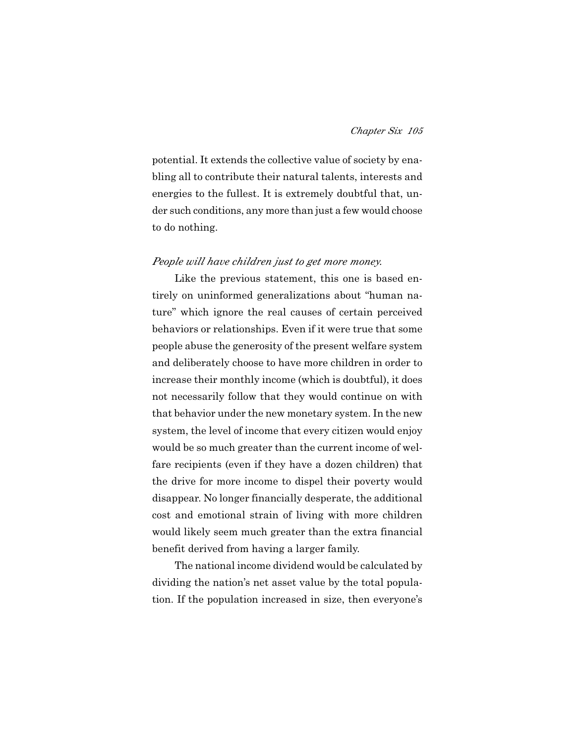potential. It extends the collective value of society by enabling all to contribute their natural talents, interests and energies to the fullest. It is extremely doubtful that, under such conditions, any more than just a few would choose to do nothing.

*People will have children just to get more money.*

Like the previous statement, this one is based entirely on uninformed generalizations about "human nature" which ignore the real causes of certain perceived behaviors or relationships. Even if it were true that some people abuse the generosity of the present welfare system and deliberately choose to have more children in order to increase their monthly income (which is doubtful), it does not necessarily follow that they would continue on with that behavior under the new monetary system. In the new system, the level of income that every citizen would enjoy would be so much greater than the current income of welfare recipients (even if they have a dozen children) that the drive for more income to dispel their poverty would disappear. No longer financially desperate, the additional cost and emotional strain of living with more children would likely seem much greater than the extra financial benefit derived from having a larger family.

The national income dividend would be calculated by dividing the nation's net asset value by the total population. If the population increased in size, then everyone's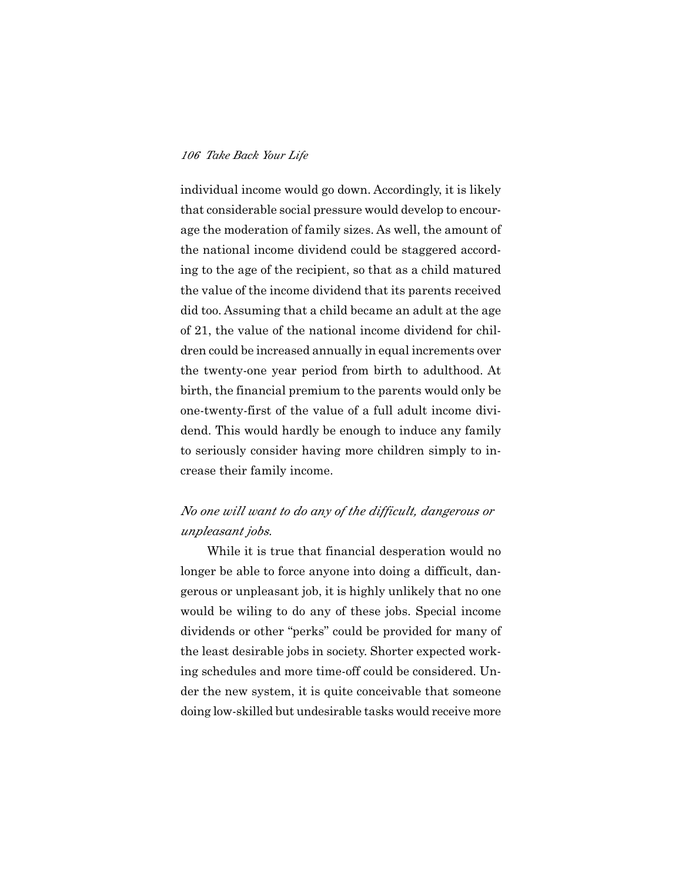individual income would go down. Accordingly, it is likely that considerable social pressure would develop to encourage the moderation of family sizes. As well, the amount of the national income dividend could be staggered according to the age of the recipient, so that as a child matured the value of the income dividend that its parents received did too. Assuming that a child became an adult at the age of 21, the value of the national income dividend for children could be increased annually in equal increments over the twenty-one year period from birth to adulthood. At birth, the financial premium to the parents would only be one-twenty-first of the value of a full adult income dividend. This would hardly be enough to induce any family to seriously consider having more children simply to increase their family income.

*No one will want to do any of the difficult, dangerous or unpleasant jobs.*

While it is true that financial desperation would no longer be able to force anyone into doing a difficult, dangerous or unpleasant job, it is highly unlikely that no one would be wiling to do any of these jobs. Special income dividends or other "perks" could be provided for many of the least desirable jobs in society. Shorter expected working schedules and more time-off could be considered. Under the new system, it is quite conceivable that someone doing low-skilled but undesirable tasks would receive more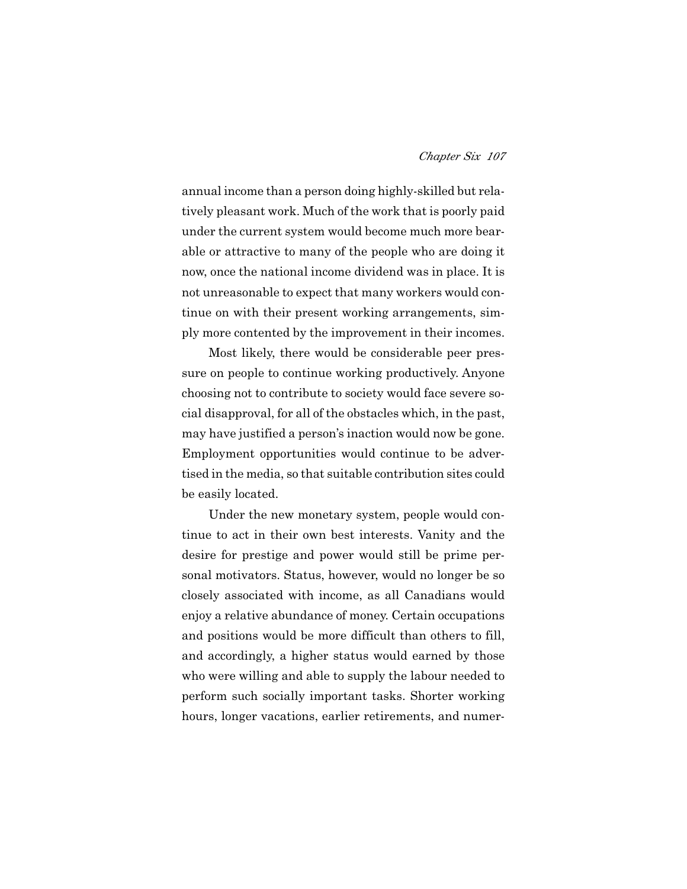annual income than a person doing highly-skilled but relatively pleasant work. Much of the work that is poorly paid under the current system would become much more bearable or attractive to many of the people who are doing it now, once the national income dividend was in place. It is not unreasonable to expect that many workers would continue on with their present working arrangements, simply more contented by the improvement in their incomes.

Most likely, there would be considerable peer pressure on people to continue working productively. Anyone choosing not to contribute to society would face severe social disapproval, for all of the obstacles which, in the past, may have justified a person's inaction would now be gone. Employment opportunities would continue to be advertised in the media, so that suitable contribution sites could be easily located.

Under the new monetary system, people would continue to act in their own best interests. Vanity and the desire for prestige and power would still be prime personal motivators. Status, however, would no longer be so closely associated with income, as all Canadians would enjoy a relative abundance of money. Certain occupations and positions would be more difficult than others to fill, and accordingly, a higher status would earned by those who were willing and able to supply the labour needed to perform such socially important tasks. Shorter working hours, longer vacations, earlier retirements, and numer-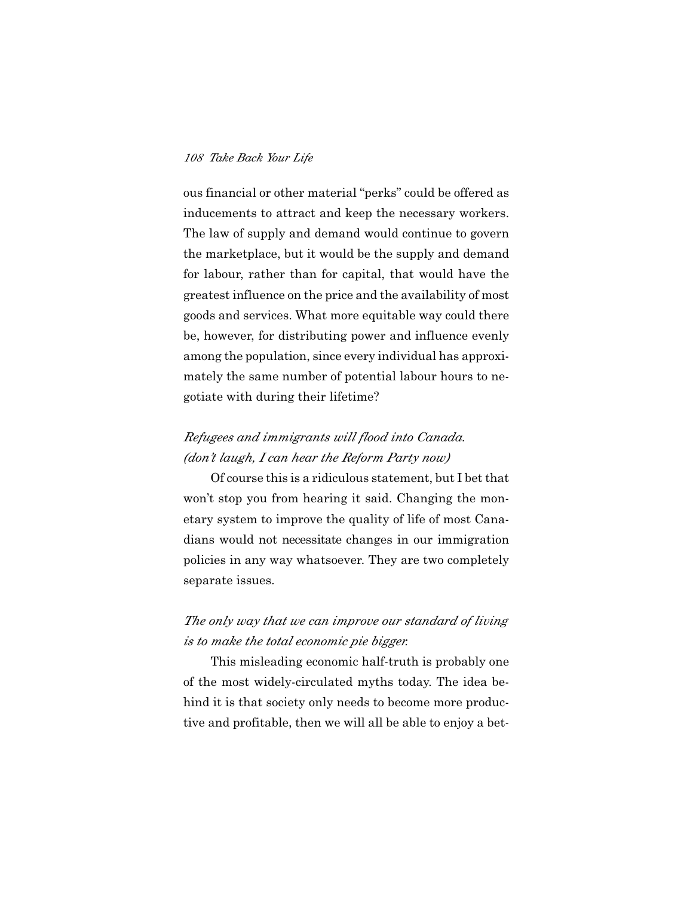ous financial or other material "perks" could be offered as inducements to attract and keep the necessary workers. The law of supply and demand would continue to govern the marketplace, but it would be the supply and demand for labour, rather than for capital, that would have the greatest influence on the price and the availability of most goods and services. What more equitable way could there be, however, for distributing power and influence evenly among the population, since every individual has approximately the same number of potential labour hours to negotiate with during their lifetime?

*Refugees and immigrants will flood into Canada. (don't laugh, I can hear the Reform Party now)*

Of course this is a ridiculous statement, but I bet that won't stop you from hearing it said. Changing the monetary system to improve the quality of life of most Canadians would not necessitate changes in our immigration policies in any way whatsoever. They are two completely separate issues.

*The only way that we can improve our standard of living is to make the total economic pie bigger.*

This misleading economic half-truth is probably one of the most widely-circulated myths today. The idea behind it is that society only needs to become more productive and profitable, then we will all be able to enjoy a bet-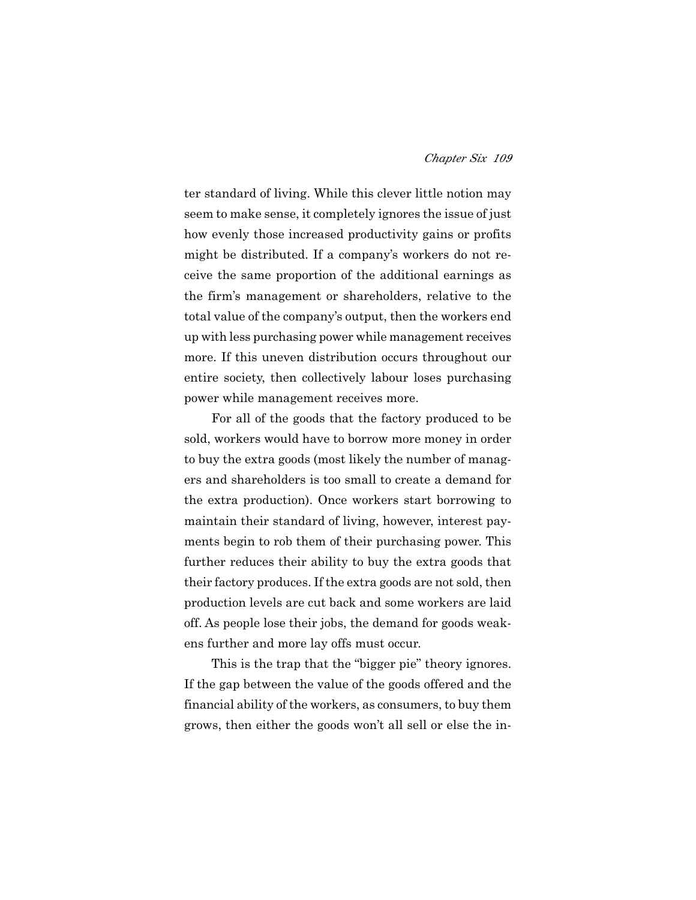ter standard of living. While this clever little notion may seem to make sense, it completely ignores the issue of just how evenly those increased productivity gains or profits might be distributed. If a company's workers do not receive the same proportion of the additional earnings as the firm's management or shareholders, relative to the total value of the company's output, then the workers end up with less purchasing power while management receives more. If this uneven distribution occurs throughout our entire society, then collectively labour loses purchasing power while management receives more.

For all of the goods that the factory produced to be sold, workers would have to borrow more money in order to buy the extra goods (most likely the number of managers and shareholders is too small to create a demand for the extra production). Once workers start borrowing to maintain their standard of living, however, interest payments begin to rob them of their purchasing power. This further reduces their ability to buy the extra goods that their factory produces. If the extra goods are not sold, then production levels are cut back and some workers are laid off. As people lose their jobs, the demand for goods weakens further and more lay offs must occur.

This is the trap that the "bigger pie" theory ignores. If the gap between the value of the goods offered and the financial ability of the workers, as consumers, to buy them grows, then either the goods won't all sell or else the in-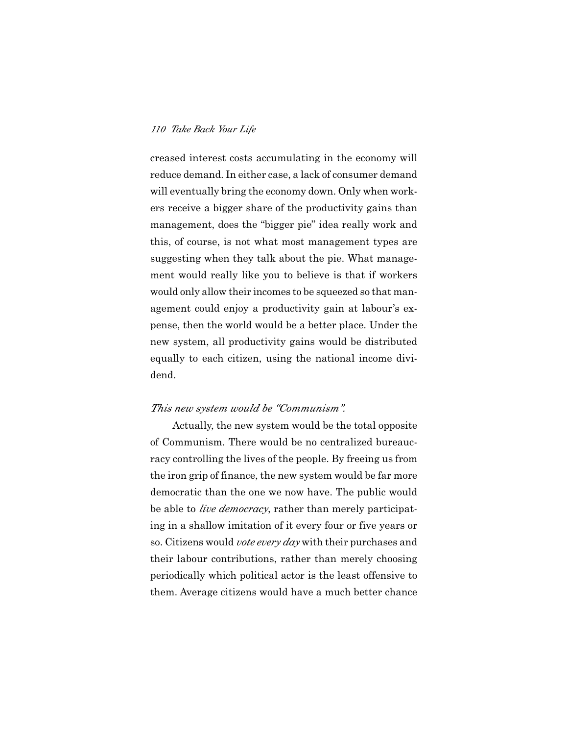creased interest costs accumulating in the economy will reduce demand. In either case, a lack of consumer demand will eventually bring the economy down. Only when workers receive a bigger share of the productivity gains than management, does the "bigger pie" idea really work and this, of course, is not what most management types are suggesting when they talk about the pie. What management would really like you to believe is that if workers would only allow their incomes to be squeezed so that management could enjoy a productivity gain at labour's expense, then the world would be a better place. Under the new system, all productivity gains would be distributed equally to each citizen, using the national income dividend.

*This new system would be "Communism".*

Actually, the new system would be the total opposite of Communism. There would be no centralized bureaucracy controlling the lives of the people. By freeing us from the iron grip of finance, the new system would be far more democratic than the one we now have. The public would be able to *live democracy*, rather than merely participating in a shallow imitation of it every four or five years or so. Citizens would *vote every day* with their purchases and their labour contributions, rather than merely choosing periodically which political actor is the least offensive to them. Average citizens would have a much better chance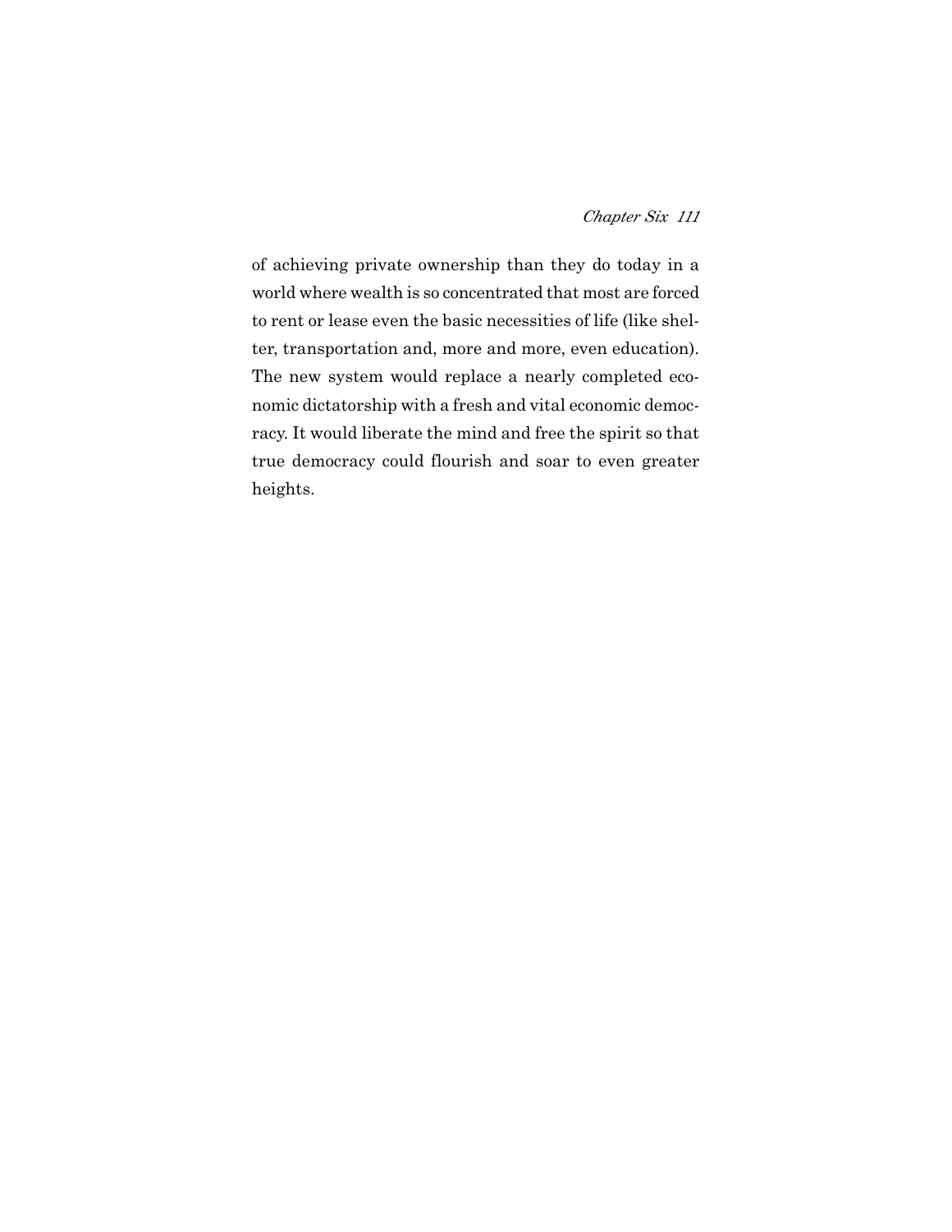of achieving private ownership than they do today in a world where wealth is so concentrated that most are forced to rent or lease even the basic necessities of life (like shelter, transportation and, more and more, even education). The new system would replace a nearly completed economic dictatorship with a fresh and vital economic democracy. It would liberate the mind and free the spirit so that true democracy could flourish and soar to even greater heights.